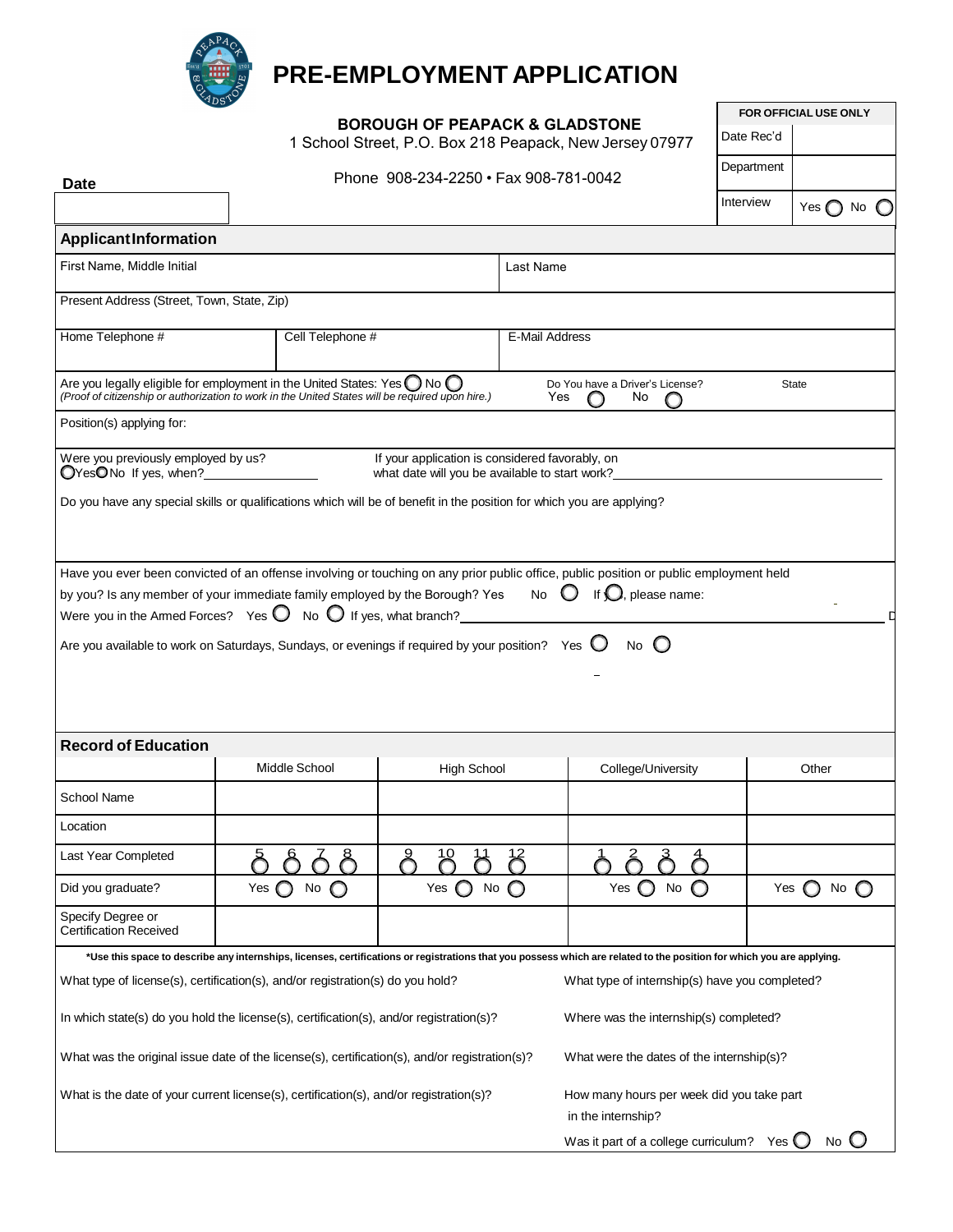# PRE-EMPLOYMENT APPLICATION

**BOROUGH OF PEAPACK & GLADSTONE**
1 School Street, P.O. Box 218 Peapack, New Jersey 07977

Phone 908-234-2250 • Fax 908-781-0042

**Date**

| FOR OFFICIAL USE ONLY | |
|---|---|
| Date Rec'd | |
| Department | |
| Interview | Yes ◯ No ◯ |

## Applicant Information

| First Name, Middle Initial | | Last Name |
|---|---|---|
| Present Address (Street, Town, State, Zip) | | |
| Home Telephone # | Cell Telephone # | E-Mail Address |

Are you legally eligible for employment in the United States: Yes ◯ No ◯
*(Proof of citizenship or authorization to work in the United States will be required upon hire.)*

Do You have a Driver's License? Yes ◯ No ◯ State

Position(s) applying for:

Were you previously employed by us? ◯Yes ◯No If yes, when?________________

If your application is considered favorably, on what date will you be available to start work?________________

Do you have any special skills or qualifications which will be of benefit in the position for which you are applying?

Have you ever been convicted of an offense involving or touching on any prior public office, public position or public employment held by you? Is any member of your immediate family employed by the Borough? Yes No ◯ If ◯, please name:

Were you in the Armed Forces? Yes ◯ No ◯ If yes, what branch?________________

Are you available to work on Saturdays, Sundays, or evenings if required by your position? Yes ◯ No ◯

## Record of Education

| | Middle School | High School | College/University | Other |
|---|---|---|---|---|
| School Name | | | | |
| Location | | | | |
| Last Year Completed | 5 ◯ 6 ◯ 7 ◯ 8 ◯ | 9 ◯ 10 ◯ 11 ◯ 12 ◯ | 1 ◯ 2 ◯ 3 ◯ 4 ◯ | |
| Did you graduate? | Yes ◯ No ◯ | Yes ◯ No ◯ | Yes ◯ No ◯ | Yes ◯ No ◯ |
| Specify Degree or Certification Received | | | | |

***Use this space to describe any internships, licenses, certifications or registrations that you possess which are related to the position for which you are applying.**

What type of license(s), certification(s), and/or registration(s) do you hold?

In which state(s) do you hold the license(s), certification(s), and/or registration(s)?

What was the original issue date of the license(s), certification(s), and/or registration(s)?

What is the date of your current license(s), certification(s), and/or registration(s)?

What type of internship(s) have you completed?

Where was the internship(s) completed?

What were the dates of the internship(s)?

How many hours per week did you take part in the internship?

Was it part of a college curriculum? Yes ◯ No ◯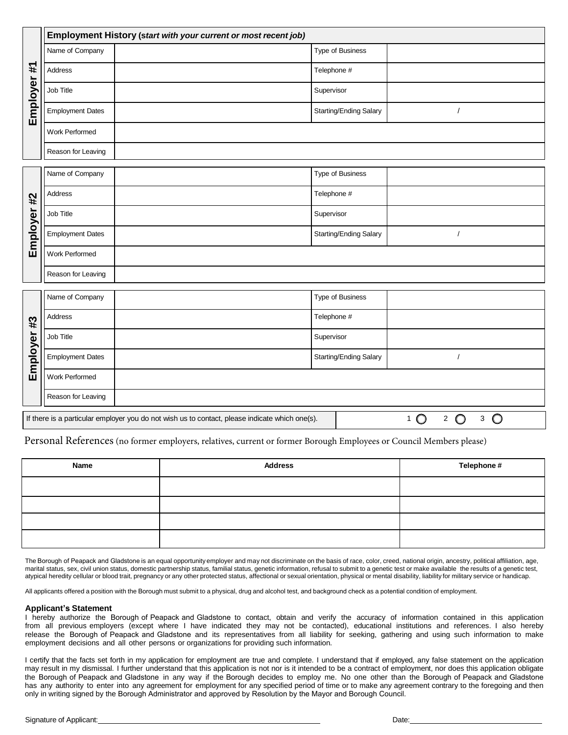## Employment History (*start with your current or most recent job*)

### Employer #1

| | | | |
|---|---|---|---|
| Name of Company | | Type of Business | |
| Address | | Telephone # | |
| Job Title | | Supervisor | |
| Employment Dates | | Starting/Ending Salary | / |
| Work Performed | | | |
| Reason for Leaving | | | |

### Employer #2

| | | | |
|---|---|---|---|
| Name of Company | | Type of Business | |
| Address | | Telephone # | |
| Job Title | | Supervisor | |
| Employment Dates | | Starting/Ending Salary | / |
| Work Performed | | | |
| Reason for Leaving | | | |

### Employer #3

| | | | |
|---|---|---|---|
| Name of Company | | Type of Business | |
| Address | | Telephone # | |
| Job Title | | Supervisor | |
| Employment Dates | | Starting/Ending Salary | / |
| Work Performed | | | |
| Reason for Leaving | | | |

If there is a particular employer you do not wish us to contact, please indicate which one(s). 1 ◯ 2 ◯ 3 ◯

## Personal References (no former employers, relatives, current or former Borough Employees or Council Members please)

| Name | Address | Telephone # |
|---|---|---|
| | | |
| | | |
| | | |
| | | |

The Borough of Peapack and Gladstone is an equal opportunity employer and may not discriminate on the basis of race, color, creed, national origin, ancestry, political affiliation, age, marital status, sex, civil union status, domestic partnership status, familial status, genetic information, refusal to submit to a genetic test or make available the results of a genetic test, atypical heredity cellular or blood trait, pregnancy or any other protected status, affectional or sexual orientation, physical or mental disability, liability for military service or handicap.

All applicants offered a position with the Borough must submit to a physical, drug and alcohol test, and background check as a potential condition of employment.

**Applicant's Statement**

I hereby authorize the Borough of Peapack and Gladstone to contact, obtain and verify the accuracy of information contained in this application from all previous employers (except where I have indicated they may not be contacted), educational institutions and references. I also hereby release the Borough of Peapack and Gladstone and its representatives from all liability for seeking, gathering and using such information to make employment decisions and all other persons or organizations for providing such information.

I certify that the facts set forth in my application for employment are true and complete. I understand that if employed, any false statement on the application may result in my dismissal. I further understand that this application is not nor is it intended to be a contract of employment, nor does this application obligate the Borough of Peapack and Gladstone in any way if the Borough decides to employ me. No one other than the Borough of Peapack and Gladstone has any authority to enter into any agreement for employment for any specified period of time or to make any agreement contrary to the foregoing and then only in writing signed by the Borough Administrator and approved by Resolution by the Mayor and Borough Council.

Signature of Applicant:______________________________ Date:____________________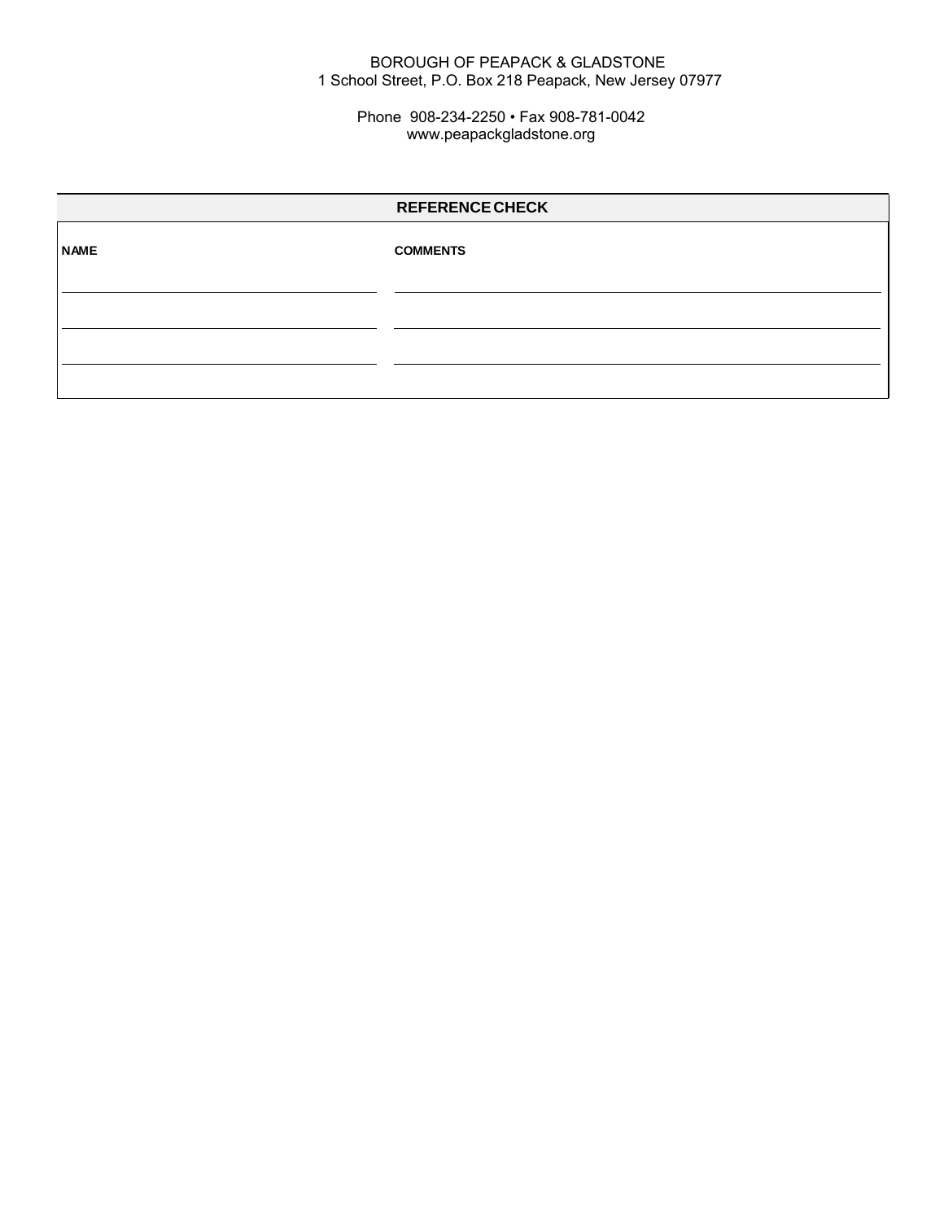BOROUGH OF PEAPACK & GLADSTONE
1 School Street, P.O. Box 218 Peapack, New Jersey 07977

Phone 908-234-2250 • Fax 908-781-0042
www.peapackgladstone.org

## REFERENCE CHECK

| NAME | COMMENTS |
| --- | --- |
| | |
| | |
| | |